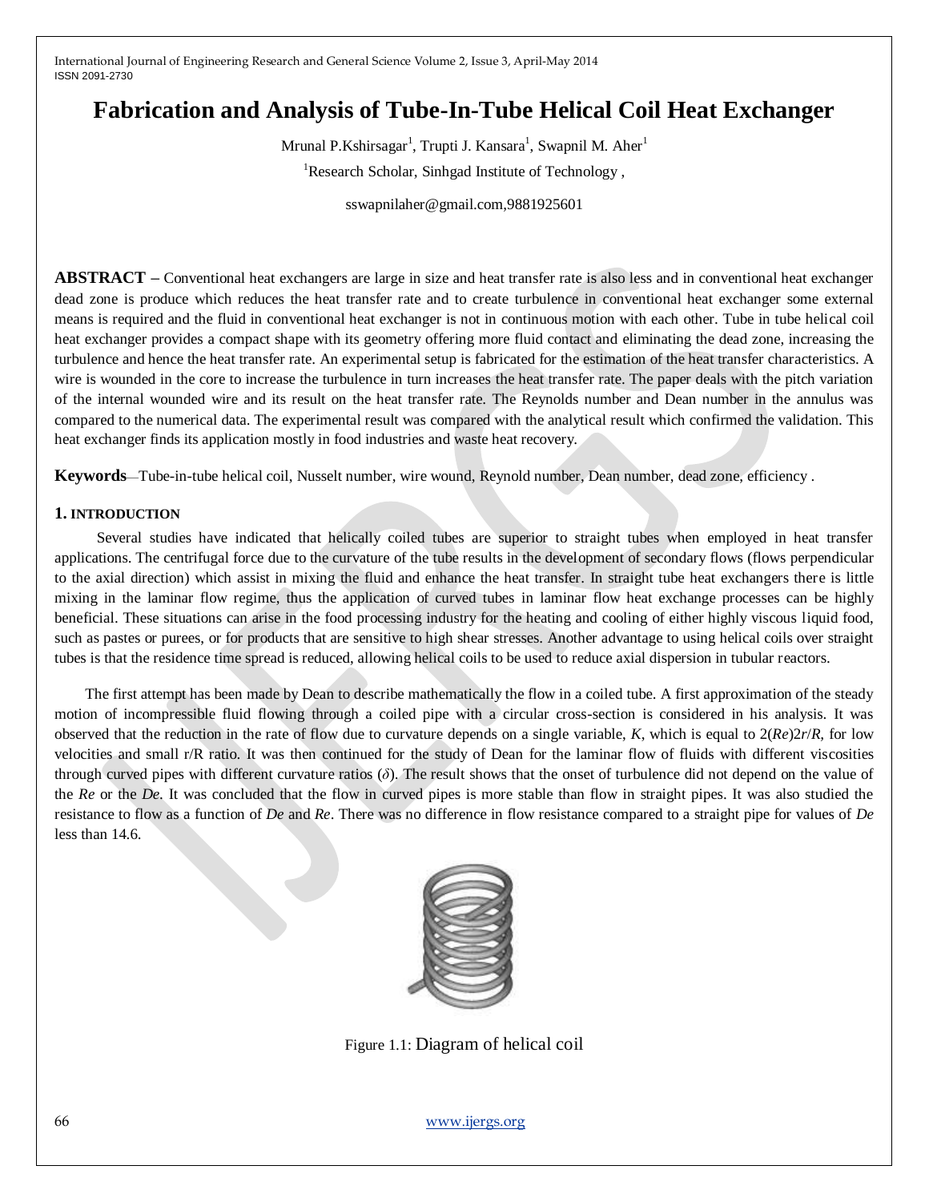# Fabrication and Analysis of Tube-In-Tube Helical Coil Heat Exchanger

Mrunal P.Kshirsagar[1], Trupti J. Kansara[1], Swapnil M. Aher[1]

[1]Research Scholar, Sinhgad Institute of Technology ,

sswapnilaher@gmail.com,9881925601

**ABSTRACT –** Conventional heat exchangers are large in size and heat transfer rate is also less and in conventional heat exchanger dead zone is produce which reduces the heat transfer rate and to create turbulence in conventional heat exchanger some external means is required and the fluid in conventional heat exchanger is not in continuous motion with each other. Tube in tube helical coil heat exchanger provides a compact shape with its geometry offering more fluid contact and eliminating the dead zone, increasing the turbulence and hence the heat transfer rate. An experimental setup is fabricated for the estimation of the heat transfer characteristics. A wire is wounded in the core to increase the turbulence in turn increases the heat transfer rate. The paper deals with the pitch variation of the internal wounded wire and its result on the heat transfer rate. The Reynolds number and Dean number in the annulus was compared to the numerical data. The experimental result was compared with the analytical result which confirmed the validation. This heat exchanger finds its application mostly in food industries and waste heat recovery.

**Keywords**—Tube-in-tube helical coil, Nusselt number, wire wound, Reynold number, Dean number, dead zone, efficiency .

## 1. INTRODUCTION

Several studies have indicated that helically coiled tubes are superior to straight tubes when employed in heat transfer applications. The centrifugal force due to the curvature of the tube results in the development of secondary flows (flows perpendicular to the axial direction) which assist in mixing the fluid and enhance the heat transfer. In straight tube heat exchangers there is little mixing in the laminar flow regime, thus the application of curved tubes in laminar flow heat exchange processes can be highly beneficial. These situations can arise in the food processing industry for the heating and cooling of either highly viscous liquid food, such as pastes or purees, or for products that are sensitive to high shear stresses. Another advantage to using helical coils over straight tubes is that the residence time spread is reduced, allowing helical coils to be used to reduce axial dispersion in tubular reactors.

The first attempt has been made by Dean to describe mathematically the flow in a coiled tube. A first approximation of the steady motion of incompressible fluid flowing through a coiled pipe with a circular cross-section is considered in his analysis. It was observed that the reduction in the rate of flow due to curvature depends on a single variable, $K$, which is equal to $2(Re)2r/R$, for low velocities and small r/R ratio. It was then continued for the study of Dean for the laminar flow of fluids with different viscosities through curved pipes with different curvature ratios ($\delta$). The result shows that the onset of turbulence did not depend on the value of the $Re$ or the $De$. It was concluded that the flow in curved pipes is more stable than flow in straight pipes. It was also studied the resistance to flow as a function of $De$ and $Re$. There was no difference in flow resistance compared to a straight pipe for values of $De$ less than 14.6.

Figure 1.1: Diagram of helical coil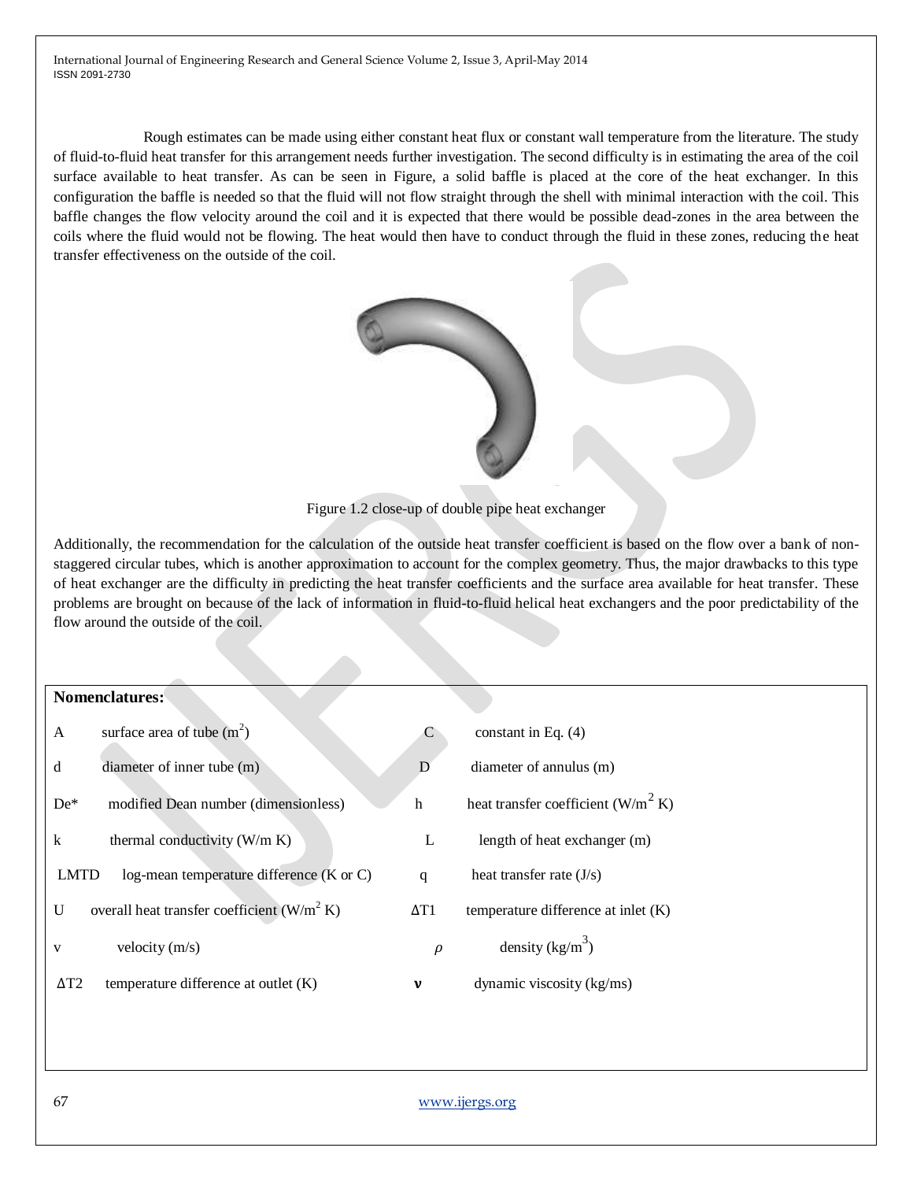Rough estimates can be made using either constant heat flux or constant wall temperature from the literature. The study of fluid-to-fluid heat transfer for this arrangement needs further investigation. The second difficulty is in estimating the area of the coil surface available to heat transfer. As can be seen in Figure, a solid baffle is placed at the core of the heat exchanger. In this configuration the baffle is needed so that the fluid will not flow straight through the shell with minimal interaction with the coil. This baffle changes the flow velocity around the coil and it is expected that there would be possible dead-zones in the area between the coils where the fluid would not be flowing. The heat would then have to conduct through the fluid in these zones, reducing the heat transfer effectiveness on the outside of the coil.

Figure 1.2 close-up of double pipe heat exchanger

Additionally, the recommendation for the calculation of the outside heat transfer coefficient is based on the flow over a bank of non-staggered circular tubes, which is another approximation to account for the complex geometry. Thus, the major drawbacks to this type of heat exchanger are the difficulty in predicting the heat transfer coefficients and the surface area available for heat transfer. These problems are brought on because of the lack of information in fluid-to-fluid helical heat exchangers and the poor predictability of the flow around the outside of the coil.

**Nomenclatures:**

| | | | |
|---|---|---|---|
| A | surface area of tube ($m^2$) | C | constant in Eq. (4) |
| d | diameter of inner tube (m) | D | diameter of annulus (m) |
| De* | modified Dean number (dimensionless) | h | heat transfer coefficient ($W/m^2$ K) |
| k | thermal conductivity (W/m K) | L | length of heat exchanger (m) |
| LMTD | log-mean temperature difference (K or C) | q | heat transfer rate (J/s) |
| U | overall heat transfer coefficient ($W/m^2$ K) | $\Delta T1$ | temperature difference at inlet (K) |
| v | velocity (m/s) | $\rho$ | density ($kg/m^3$) |
| $\Delta T2$ | temperature difference at outlet (K) | $\nu$ | dynamic viscosity (kg/ms) |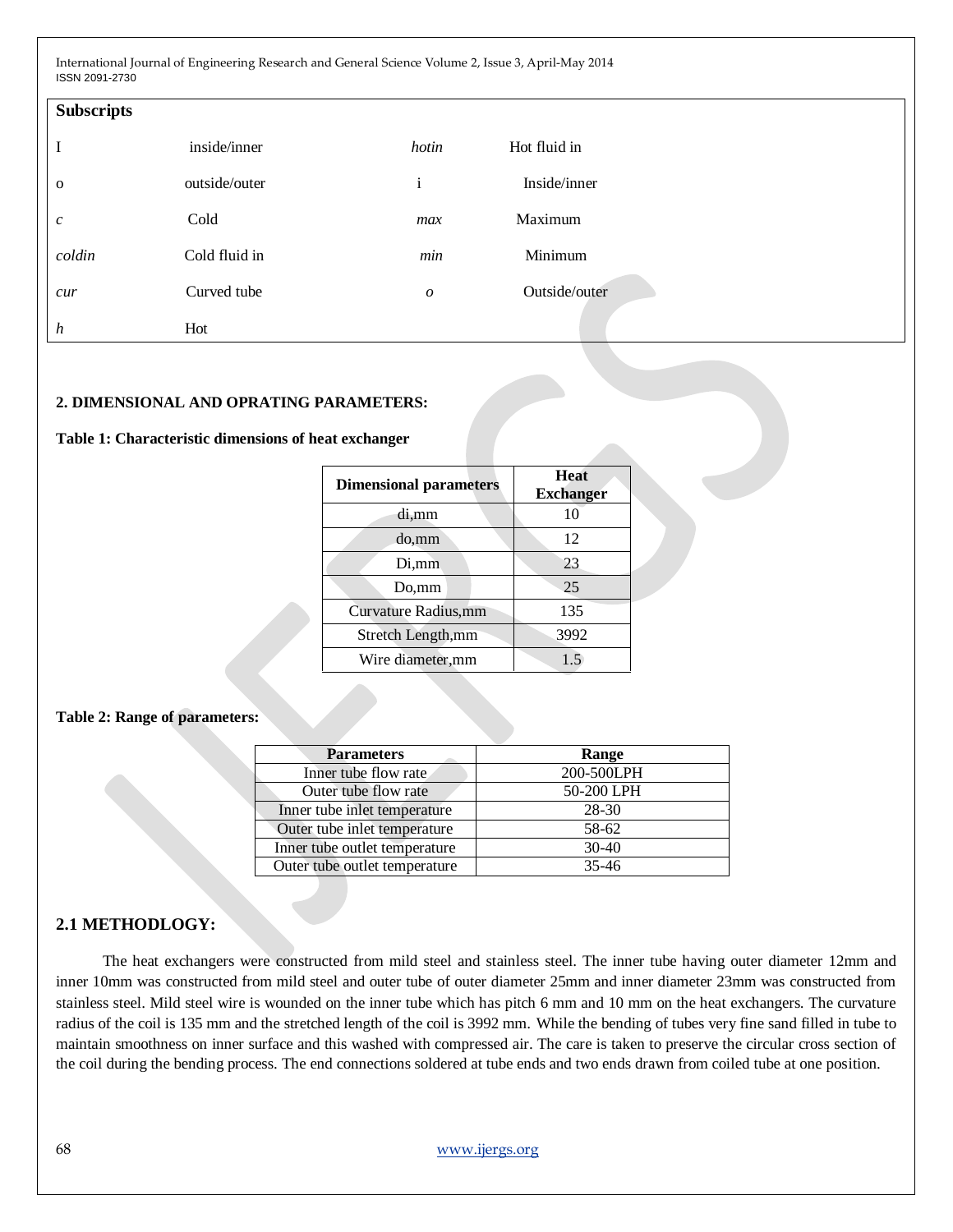**Subscripts**

| | | | |
|---|---|---|---|
| I | inside/inner | *hotin* | Hot fluid in |
| o | outside/outer | i | Inside/inner |
| *c* | Cold | *max* | Maximum |
| *coldin* | Cold fluid in | *min* | Minimum |
| *cur* | Curved tube | *o* | Outside/outer |
| *h* | Hot | | |

## 2. DIMENSIONAL AND OPRATING PARAMETERS:

**Table 1: Characteristic dimensions of heat exchanger**

| Dimensional parameters | Heat Exchanger |
|---|---|
| di,mm | 10 |
| do,mm | 12 |
| Di,mm | 23 |
| Do,mm | 25 |
| Curvature Radius,mm | 135 |
| Stretch Length,mm | 3992 |
| Wire diameter,mm | 1.5 |

**Table 2: Range of parameters:**

| Parameters | Range |
|---|---|
| Inner tube flow rate | 200-500LPH |
| Outer tube flow rate | 50-200 LPH |
| Inner tube inlet temperature | 28-30 |
| Outer tube inlet temperature | 58-62 |
| Inner tube outlet temperature | 30-40 |
| Outer tube outlet temperature | 35-46 |

## 2.1 METHODLOGY:

The heat exchangers were constructed from mild steel and stainless steel. The inner tube having outer diameter 12mm and inner 10mm was constructed from mild steel and outer tube of outer diameter 25mm and inner diameter 23mm was constructed from stainless steel. Mild steel wire is wounded on the inner tube which has pitch 6 mm and 10 mm on the heat exchangers. The curvature radius of the coil is 135 mm and the stretched length of the coil is 3992 mm. While the bending of tubes very fine sand filled in tube to maintain smoothness on inner surface and this washed with compressed air. The care is taken to preserve the circular cross section of the coil during the bending process. The end connections soldered at tube ends and two ends drawn from coiled tube at one position.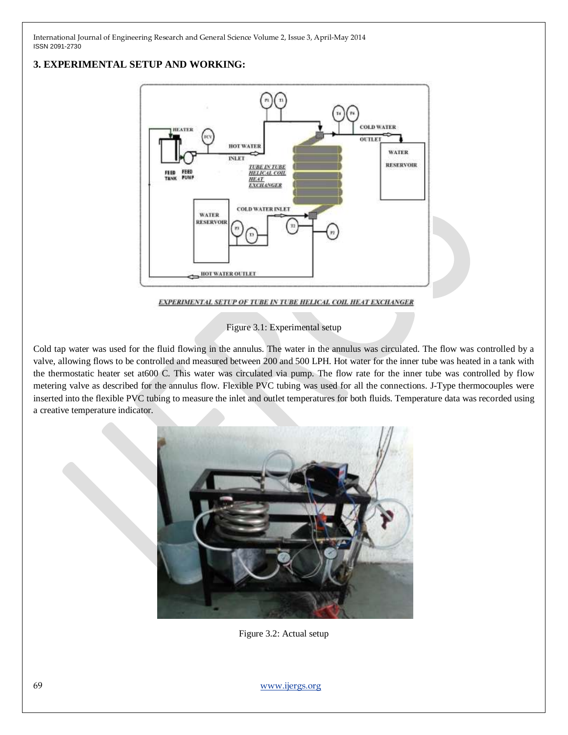## 3. EXPERIMENTAL SETUP AND WORKING:

Figure 3.1: Experimental setup

Cold tap water was used for the fluid flowing in the annulus. The water in the annulus was circulated. The flow was controlled by a valve, allowing flows to be controlled and measured between 200 and 500 LPH. Hot water for the inner tube was heated in a tank with the thermostatic heater set at600 C. This water was circulated via pump. The flow rate for the inner tube was controlled by flow metering valve as described for the annulus flow. Flexible PVC tubing was used for all the connections. J-Type thermocouples were inserted into the flexible PVC tubing to measure the inlet and outlet temperatures for both fluids. Temperature data was recorded using a creative temperature indicator.

Figure 3.2: Actual setup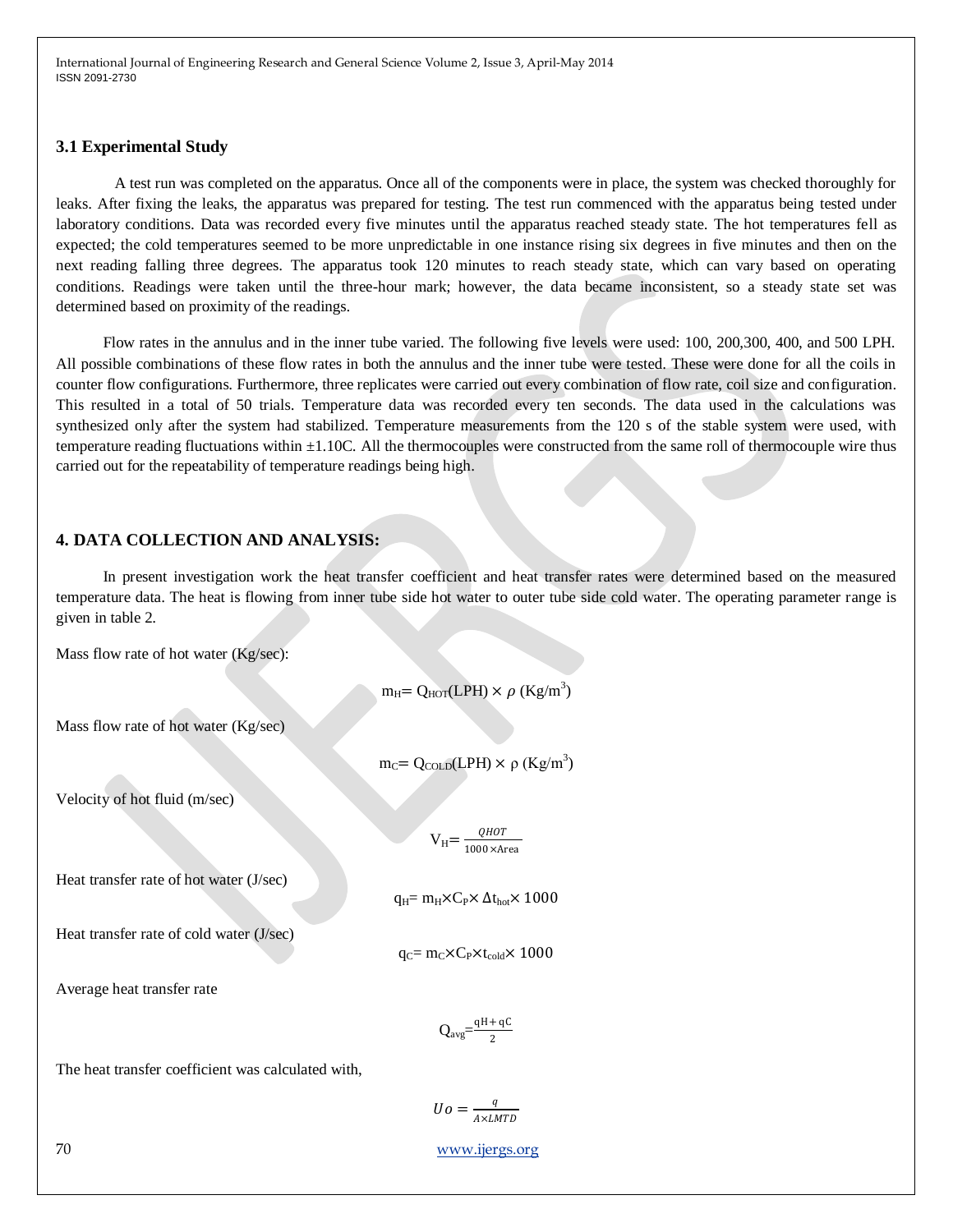### 3.1 Experimental Study

A test run was completed on the apparatus. Once all of the components were in place, the system was checked thoroughly for leaks. After fixing the leaks, the apparatus was prepared for testing. The test run commenced with the apparatus being tested under laboratory conditions. Data was recorded every five minutes until the apparatus reached steady state. The hot temperatures fell as expected; the cold temperatures seemed to be more unpredictable in one instance rising six degrees in five minutes and then on the next reading falling three degrees. The apparatus took 120 minutes to reach steady state, which can vary based on operating conditions. Readings were taken until the three-hour mark; however, the data became inconsistent, so a steady state set was determined based on proximity of the readings.

Flow rates in the annulus and in the inner tube varied. The following five levels were used: 100, 200,300, 400, and 500 LPH. All possible combinations of these flow rates in both the annulus and the inner tube were tested. These were done for all the coils in counter flow configurations. Furthermore, three replicates were carried out every combination of flow rate, coil size and configuration. This resulted in a total of 50 trials. Temperature data was recorded every ten seconds. The data used in the calculations was synthesized only after the system had stabilized. Temperature measurements from the 120 s of the stable system were used, with temperature reading fluctuations within ±1.10C. All the thermocouples were constructed from the same roll of thermocouple wire thus carried out for the repeatability of temperature readings being high.

## 4. DATA COLLECTION AND ANALYSIS:

In present investigation work the heat transfer coefficient and heat transfer rates were determined based on the measured temperature data. The heat is flowing from inner tube side hot water to outer tube side cold water. The operating parameter range is given in table 2.

Mass flow rate of hot water (Kg/sec):

$$m_H = Q_{HOT}(LPH) \times \rho \ (Kg/m^3)$$

Mass flow rate of hot water (Kg/sec)

$$m_C = Q_{COLD}(LPH) \times \rho \ (Kg/m^3)$$

Velocity of hot fluid (m/sec)

$$V_H = \frac{QHOT}{1000 \times \text{Area}}$$

Heat transfer rate of hot water (J/sec)

$$q_H = m_H \times C_P \times \Delta t_{hot} \times 1000$$

Heat transfer rate of cold water (J/sec)

$$q_C = m_C \times C_P \times t_{cold} \times 1000$$

Average heat transfer rate

$$Q_{avg} = \frac{qH + qC}{2}$$

The heat transfer coefficient was calculated with,

$$Uo = \frac{q}{A \times LMTD}$$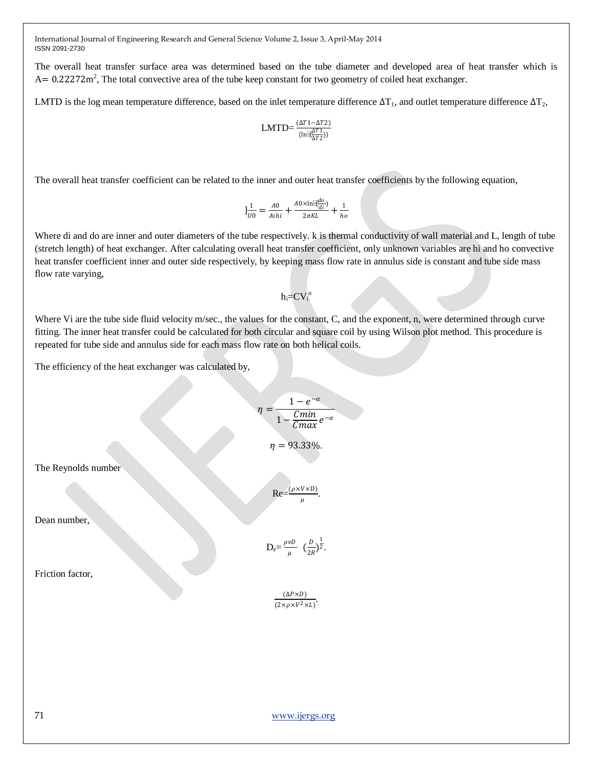The overall heat transfer surface area was determined based on the tube diameter and developed area of heat transfer which is A= $0.22272\text{m}^2$, The total convective area of the tube keep constant for two geometry of coiled heat exchanger.

LMTD is the log mean temperature difference, based on the inlet temperature difference $\Delta T_1$, and outlet temperature difference $\Delta T_2$,

$$\text{LMTD}=\frac{(\Delta T1-\Delta T2)}{(\ln(\frac{\Delta T1}{\Delta T2}))}$$

The overall heat transfer coefficient can be related to the inner and outer heat transfer coefficients by the following equation,

$$\frac{1}{U0}=\frac{A0}{Aihi}+\frac{A0\times\ln(\frac{do}{di})}{2\pi KL}+\frac{1}{ho}$$

Where di and do are inner and outer diameters of the tube respectively. k is thermal conductivity of wall material and L, length of tube (stretch length) of heat exchanger. After calculating overall heat transfer coefficient, only unknown variables are hi and ho convective heat transfer coefficient inner and outer side respectively, by keeping mass flow rate in annulus side is constant and tube side mass flow rate varying,

$$h_i=CV_i^n$$

Where Vi are the tube side fluid velocity m/sec., the values for the constant, C, and the exponent, n, were determined through curve fitting. The inner heat transfer could be calculated for both circular and square coil by using Wilson plot method. This procedure is repeated for tube side and annulus side for each mass flow rate on both helical coils.

The efficiency of the heat exchanger was calculated by,

$$\eta=\frac{1-e^{-\alpha}}{1-\frac{Cmin}{Cmax}e^{-\alpha}}$$

$$\eta=93.33\%.$$

The Reynolds number

$$\text{Re}=\frac{(\rho\times\text{V}\times\text{D})}{\mu}.$$

Dean number,

$$\text{D}_e=\frac{\rho vD}{\mu}\left(\frac{D}{2R}\right)^{\frac{1}{2}}.$$

Friction factor,

$$\frac{(\Delta P\times D)}{(2\times\rho\times V^2\times L)}.$$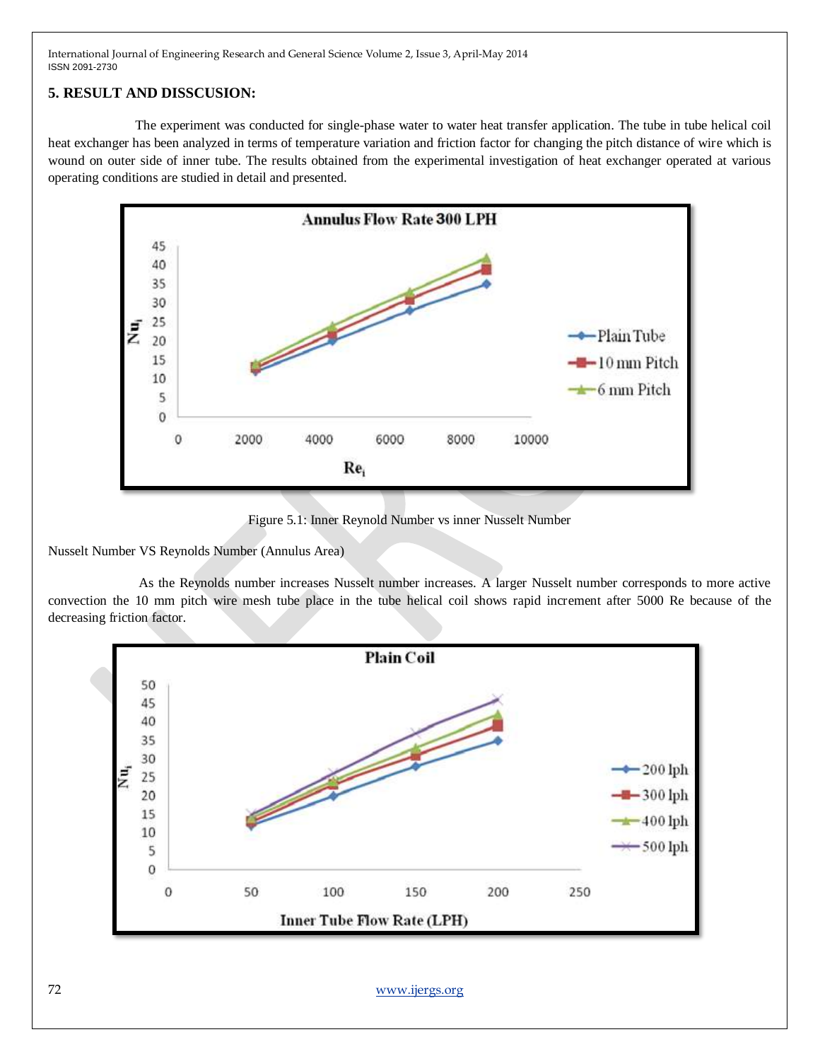## 5. RESULT AND DISSCUSION:

The experiment was conducted for single-phase water to water heat transfer application. The tube in tube helical coil heat exchanger has been analyzed in terms of temperature variation and friction factor for changing the pitch distance of wire which is wound on outer side of inner tube. The results obtained from the experimental investigation of heat exchanger operated at various operating conditions are studied in detail and presented.

Figure 5.1: Inner Reynold Number vs inner Nusselt Number

Nusselt Number VS Reynolds Number (Annulus Area)

As the Reynolds number increases Nusselt number increases. A larger Nusselt number corresponds to more active convection the 10 mm pitch wire mesh tube place in the tube helical coil shows rapid increment after 5000 Re because of the decreasing friction factor.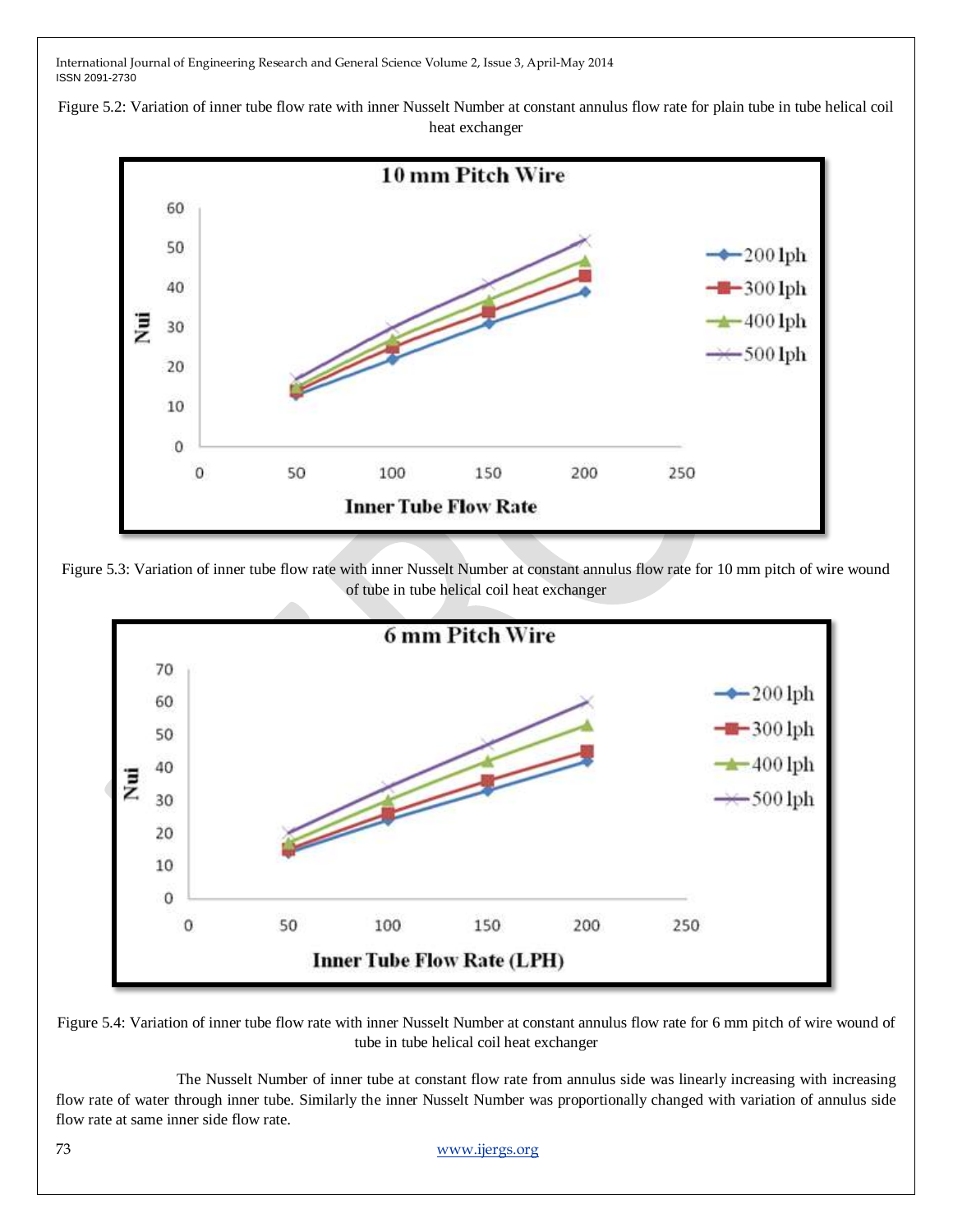Figure 5.2: Variation of inner tube flow rate with inner Nusselt Number at constant annulus flow rate for plain tube in tube helical coil heat exchanger

Figure 5.3: Variation of inner tube flow rate with inner Nusselt Number at constant annulus flow rate for 10 mm pitch of wire wound of tube in tube helical coil heat exchanger

Figure 5.4: Variation of inner tube flow rate with inner Nusselt Number at constant annulus flow rate for 6 mm pitch of wire wound of tube in tube helical coil heat exchanger

The Nusselt Number of inner tube at constant flow rate from annulus side was linearly increasing with increasing flow rate of water through inner tube. Similarly the inner Nusselt Number was proportionally changed with variation of annulus side flow rate at same inner side flow rate.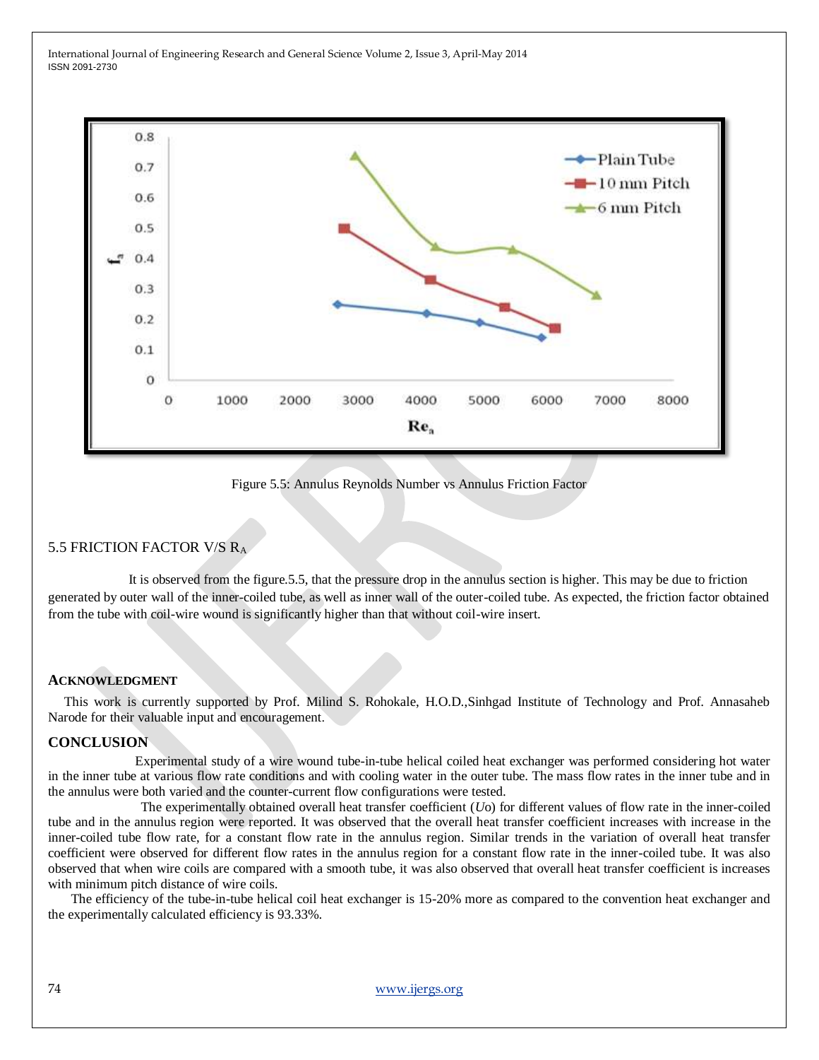Figure 5.5: Annulus Reynolds Number vs Annulus Friction Factor

## 5.5 FRICTION FACTOR V/S $R_A$

It is observed from the figure.5.5, that the pressure drop in the annulus section is higher. This may be due to friction generated by outer wall of the inner-coiled tube, as well as inner wall of the outer-coiled tube. As expected, the friction factor obtained from the tube with coil-wire wound is significantly higher than that without coil-wire insert.

## ACKNOWLEDGMENT

This work is currently supported by Prof. Milind S. Rohokale, H.O.D.,Sinhgad Institute of Technology and Prof. Annasaheb Narode for their valuable input and encouragement.

## CONCLUSION

Experimental study of a wire wound tube-in-tube helical coiled heat exchanger was performed considering hot water in the inner tube at various flow rate conditions and with cooling water in the outer tube. The mass flow rates in the inner tube and in the annulus were both varied and the counter-current flow configurations were tested.

The experimentally obtained overall heat transfer coefficient (*U*o) for different values of flow rate in the inner-coiled tube and in the annulus region were reported. It was observed that the overall heat transfer coefficient increases with increase in the inner-coiled tube flow rate, for a constant flow rate in the annulus region. Similar trends in the variation of overall heat transfer coefficient were observed for different flow rates in the annulus region for a constant flow rate in the inner-coiled tube. It was also observed that when wire coils are compared with a smooth tube, it was also observed that overall heat transfer coefficient is increases with minimum pitch distance of wire coils.

The efficiency of the tube-in-tube helical coil heat exchanger is 15-20% more as compared to the convention heat exchanger and the experimentally calculated efficiency is 93.33%.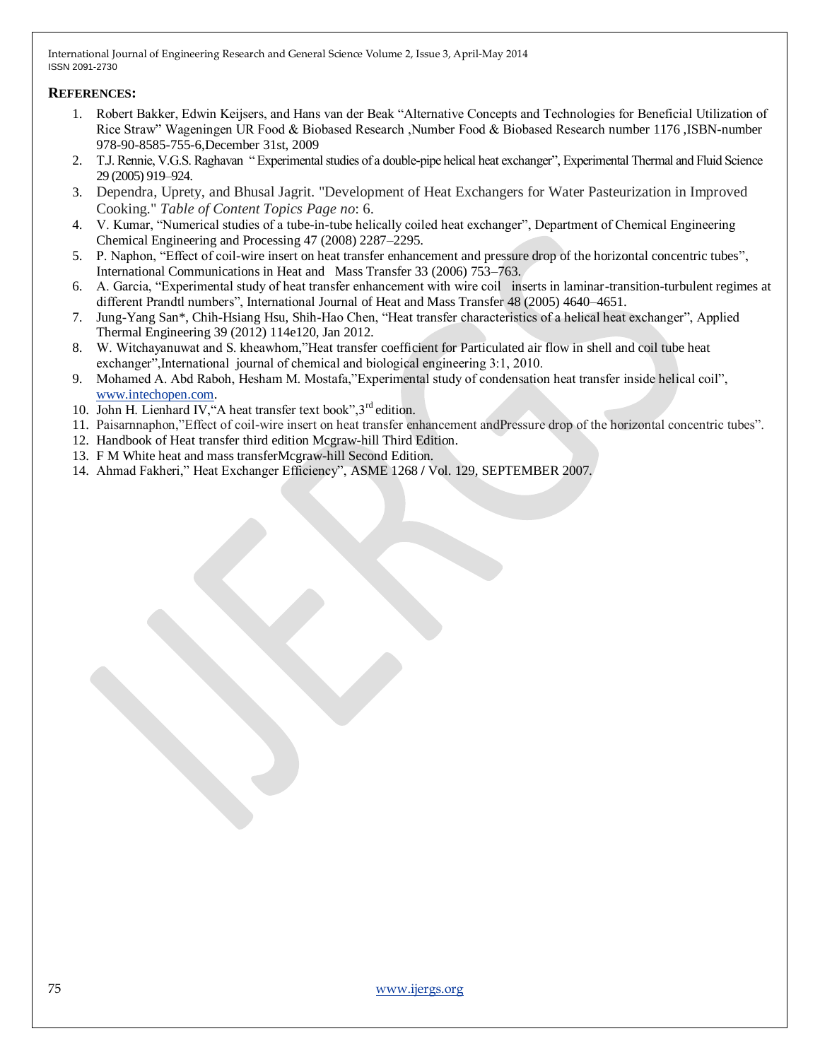## REFERENCES:

1. Robert Bakker, Edwin Keijsers, and Hans van der Beak "Alternative Concepts and Technologies for Beneficial Utilization of Rice Straw" Wageningen UR Food & Biobased Research ,Number Food & Biobased Research number 1176 ,ISBN-number 978-90-8585-755-6,December 31st, 2009
2. T.J. Rennie, V.G.S. Raghavan " Experimental studies of a double-pipe helical heat exchanger", Experimental Thermal and Fluid Science 29 (2005) 919–924.
3. Dependra, Uprety, and Bhusal Jagrit. "Development of Heat Exchangers for Water Pasteurization in Improved Cooking." *Table of Content Topics Page no*: 6.
4. V. Kumar, "Numerical studies of a tube-in-tube helically coiled heat exchanger", Department of Chemical Engineering Chemical Engineering and Processing 47 (2008) 2287–2295.
5. P. Naphon, "Effect of coil-wire insert on heat transfer enhancement and pressure drop of the horizontal concentric tubes", International Communications in Heat and Mass Transfer 33 (2006) 753–763.
6. A. Garcia, "Experimental study of heat transfer enhancement with wire coil inserts in laminar-transition-turbulent regimes at different Prandtl numbers", International Journal of Heat and Mass Transfer 48 (2005) 4640–4651.
7. Jung-Yang San*, Chih-Hsiang Hsu, Shih-Hao Chen, "Heat transfer characteristics of a helical heat exchanger", Applied Thermal Engineering 39 (2012) 114e120, Jan 2012.
8. W. Witchayanuwat and S. kheawhom,"Heat transfer coefficient for Particulated air flow in shell and coil tube heat exchanger",International journal of chemical and biological engineering 3:1, 2010.
9. Mohamed A. Abd Raboh, Hesham M. Mostafa,"Experimental study of condensation heat transfer inside helical coil", www.intechopen.com.
10. John H. Lienhard IV,"A heat transfer text book",3rd edition.
11. Paisarnnaphon,"Effect of coil-wire insert on heat transfer enhancement andPressure drop of the horizontal concentric tubes".
12. Handbook of Heat transfer third edition Mcgraw-hill Third Edition.
13. F M White heat and mass transferMcgraw-hill Second Edition.
14. Ahmad Fakheri," Heat Exchanger Efficiency", ASME 1268 / Vol. 129, SEPTEMBER 2007.